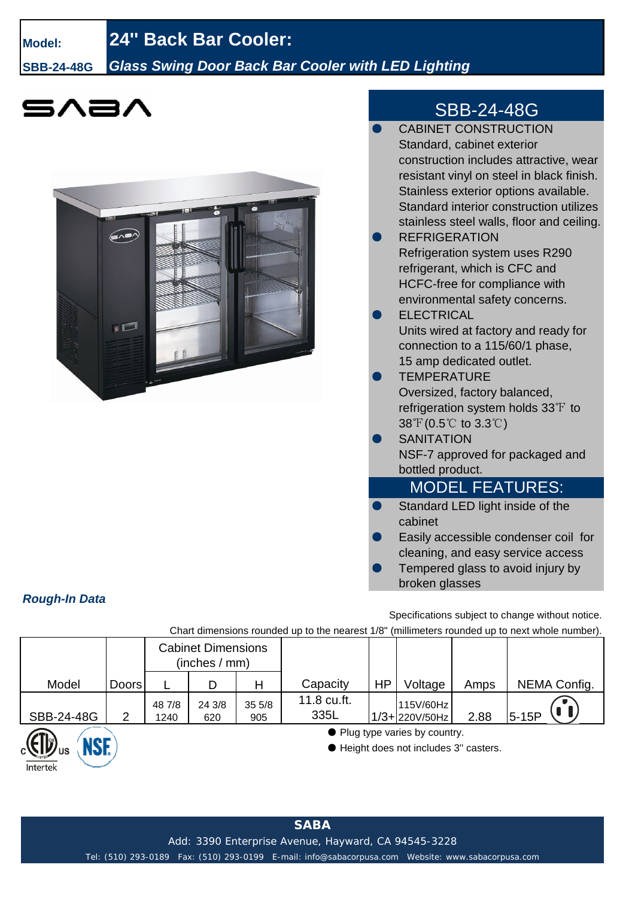**Model:** **SBB-24-48G**

# 24" Back Bar Cooler:

***Glass Swing Door Back Bar Cooler with LED Lighting***

SABA

## SBB-24-48G

- CABINET CONSTRUCTION
  Standard, cabinet exterior construction includes attractive, wear resistant vinyl on steel in black finish. Stainless exterior options available. Standard interior construction utilizes stainless steel walls, floor and ceiling.
- REFRIGERATION
  Refrigeration system uses R290 refrigerant, which is CFC and HCFC-free for compliance with environmental safety concerns.
- ELECTRICAL
  Units wired at factory and ready for connection to a 115/60/1 phase, 15 amp dedicated outlet.
- TEMPERATURE
  Oversized, factory balanced, refrigeration system holds 33℉ to 38℉(0.5℃ to 3.3℃)
- SANITATION
  NSF-7 approved for packaged and bottled product.

## MODEL FEATURES:

- Standard LED light inside of the cabinet
- Easily accessible condenser coil for cleaning, and easy service access
- Tempered glass to avoid injury by broken glasses

***Rough-In Data***

Specifications subject to change without notice.

Chart dimensions rounded up to the nearest 1/8" (millimeters rounded up to next whole number).

| Model | Doors | Cabinet Dimensions (inches / mm) | | | Capacity | HP | Voltage | Amps | NEMA Config. |
|---|---|---|---|---|---|---|---|---|---|
| | | L | D | H | | | | | |
| SBB-24-48G | 2 | 48 7/8<br>1240 | 24 3/8<br>620 | 35 5/8<br>905 | 11.8 cu.ft.<br>335L | 1/3+ | 115V/60Hz<br>220V/50Hz | 2.88 | 5-15P |

- Plug type varies by country.
- Height does not includes 3" casters.

cETLus Intertek NSF

**SABA**

Add: 3390 Enterprise Avenue, Hayward, CA 94545-3228

Tel: (510) 293-0189 Fax: (510) 293-0199 E-mail: info@sabacorpusa.com Website: www.sabacorpusa.com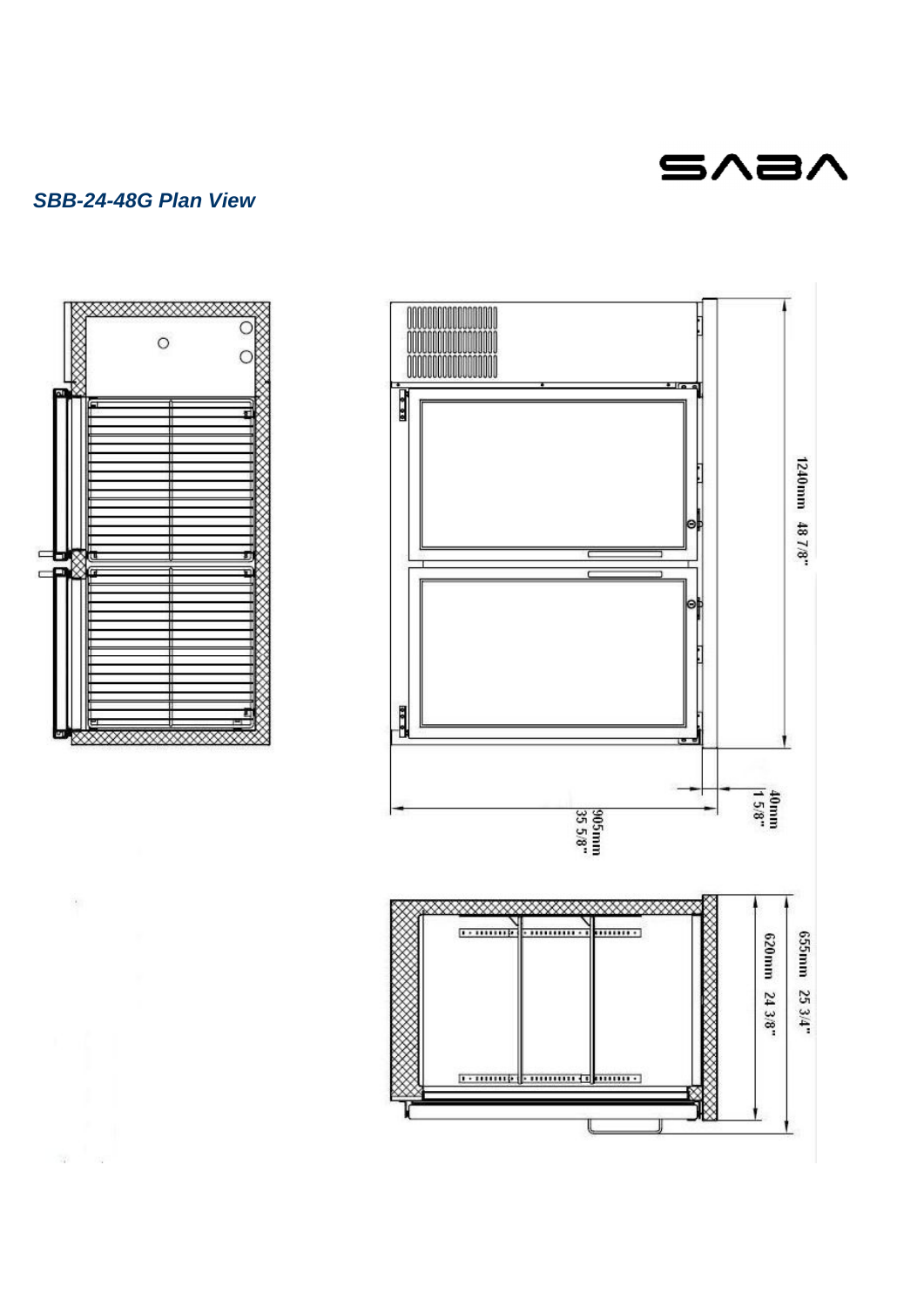# SBB-24-48G Plan View

1240mm 48 7/8"

40mm 1 5/8"

905mm 35 5/8"

655mm 25 3/4"

620mm 24 3/8"